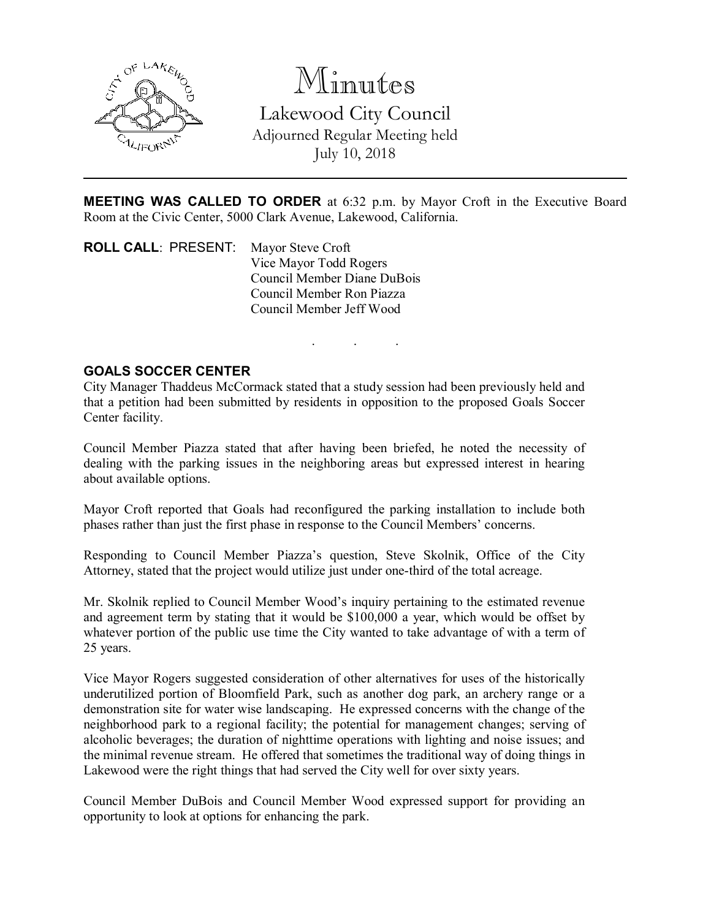# Minutes

## Lakewood City Council

Adjourned Regular Meeting held
July 10, 2018

---

**MEETING WAS CALLED TO ORDER** at 6:32 p.m. by Mayor Croft in the Executive Board Room at the Civic Center, 5000 Clark Avenue, Lakewood, California.

**ROLL CALL**: PRESENT: Mayor Steve Croft
Vice Mayor Todd Rogers
Council Member Diane DuBois
Council Member Ron Piazza
Council Member Jeff Wood

. . .

**GOALS SOCCER CENTER**

City Manager Thaddeus McCormack stated that a study session had been previously held and that a petition had been submitted by residents in opposition to the proposed Goals Soccer Center facility.

Council Member Piazza stated that after having been briefed, he noted the necessity of dealing with the parking issues in the neighboring areas but expressed interest in hearing about available options.

Mayor Croft reported that Goals had reconfigured the parking installation to include both phases rather than just the first phase in response to the Council Members' concerns.

Responding to Council Member Piazza's question, Steve Skolnik, Office of the City Attorney, stated that the project would utilize just under one-third of the total acreage.

Mr. Skolnik replied to Council Member Wood's inquiry pertaining to the estimated revenue and agreement term by stating that it would be $100,000 a year, which would be offset by whatever portion of the public use time the City wanted to take advantage of with a term of 25 years.

Vice Mayor Rogers suggested consideration of other alternatives for uses of the historically underutilized portion of Bloomfield Park, such as another dog park, an archery range or a demonstration site for water wise landscaping. He expressed concerns with the change of the neighborhood park to a regional facility; the potential for management changes; serving of alcoholic beverages; the duration of nighttime operations with lighting and noise issues; and the minimal revenue stream. He offered that sometimes the traditional way of doing things in Lakewood were the right things that had served the City well for over sixty years.

Council Member DuBois and Council Member Wood expressed support for providing an opportunity to look at options for enhancing the park.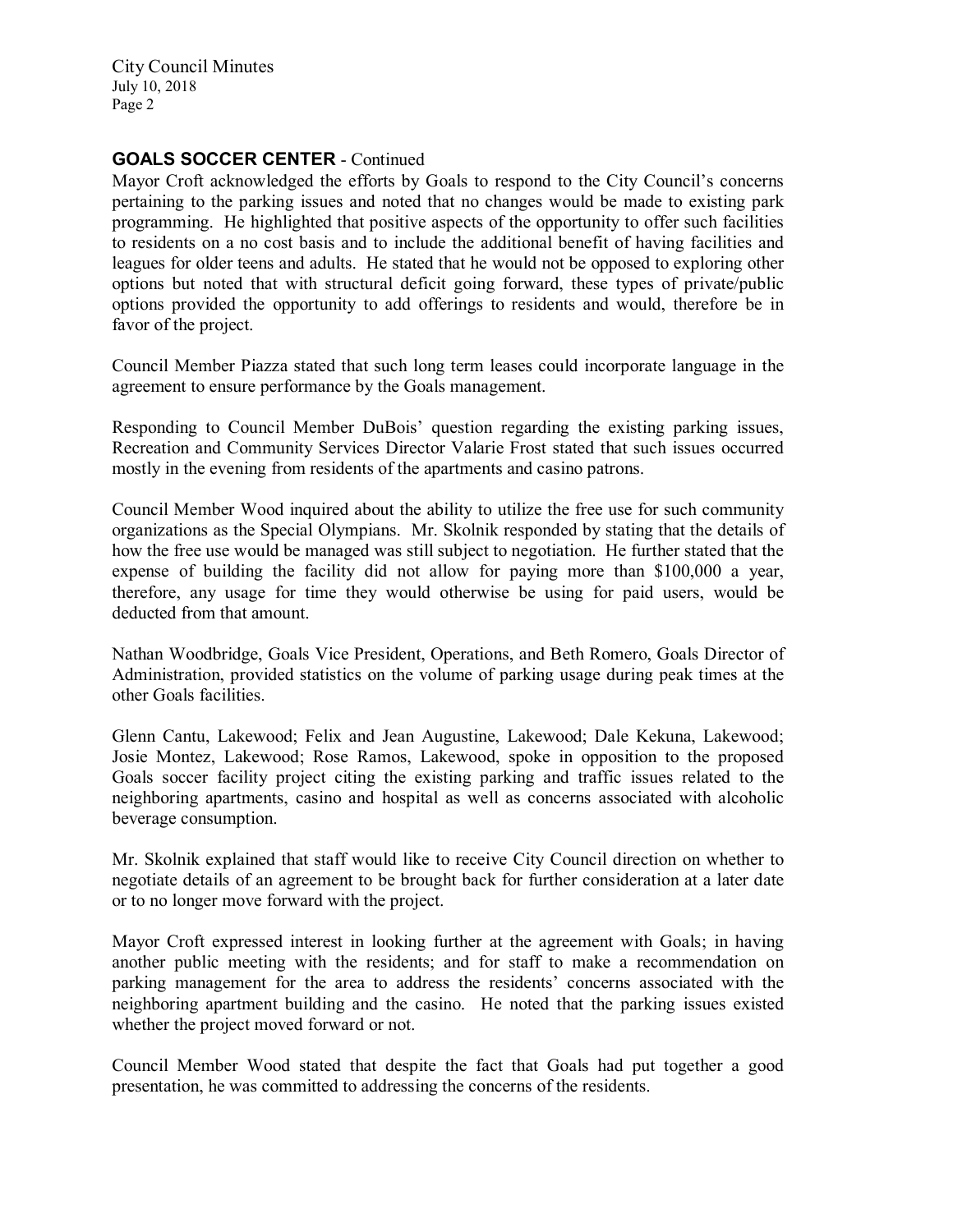**GOALS SOCCER CENTER** - Continued

Mayor Croft acknowledged the efforts by Goals to respond to the City Council's concerns pertaining to the parking issues and noted that no changes would be made to existing park programming. He highlighted that positive aspects of the opportunity to offer such facilities to residents on a no cost basis and to include the additional benefit of having facilities and leagues for older teens and adults. He stated that he would not be opposed to exploring other options but noted that with structural deficit going forward, these types of private/public options provided the opportunity to add offerings to residents and would, therefore be in favor of the project.

Council Member Piazza stated that such long term leases could incorporate language in the agreement to ensure performance by the Goals management.

Responding to Council Member DuBois' question regarding the existing parking issues, Recreation and Community Services Director Valarie Frost stated that such issues occurred mostly in the evening from residents of the apartments and casino patrons.

Council Member Wood inquired about the ability to utilize the free use for such community organizations as the Special Olympians. Mr. Skolnik responded by stating that the details of how the free use would be managed was still subject to negotiation. He further stated that the expense of building the facility did not allow for paying more than $100,000 a year, therefore, any usage for time they would otherwise be using for paid users, would be deducted from that amount.

Nathan Woodbridge, Goals Vice President, Operations, and Beth Romero, Goals Director of Administration, provided statistics on the volume of parking usage during peak times at the other Goals facilities.

Glenn Cantu, Lakewood; Felix and Jean Augustine, Lakewood; Dale Kekuna, Lakewood; Josie Montez, Lakewood; Rose Ramos, Lakewood, spoke in opposition to the proposed Goals soccer facility project citing the existing parking and traffic issues related to the neighboring apartments, casino and hospital as well as concerns associated with alcoholic beverage consumption.

Mr. Skolnik explained that staff would like to receive City Council direction on whether to negotiate details of an agreement to be brought back for further consideration at a later date or to no longer move forward with the project.

Mayor Croft expressed interest in looking further at the agreement with Goals; in having another public meeting with the residents; and for staff to make a recommendation on parking management for the area to address the residents' concerns associated with the neighboring apartment building and the casino. He noted that the parking issues existed whether the project moved forward or not.

Council Member Wood stated that despite the fact that Goals had put together a good presentation, he was committed to addressing the concerns of the residents.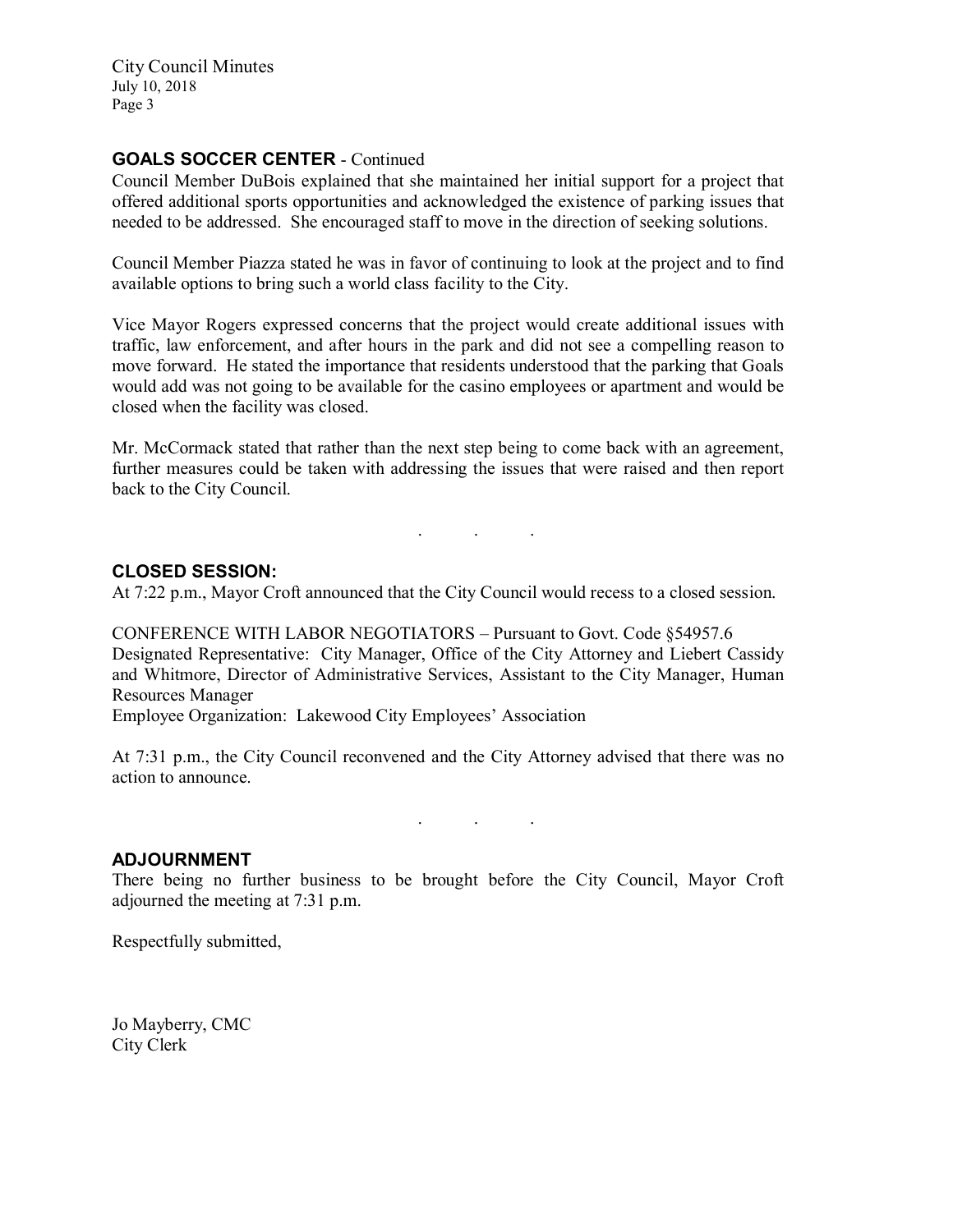## GOALS SOCCER CENTER - Continued

Council Member DuBois explained that she maintained her initial support for a project that offered additional sports opportunities and acknowledged the existence of parking issues that needed to be addressed. She encouraged staff to move in the direction of seeking solutions.

Council Member Piazza stated he was in favor of continuing to look at the project and to find available options to bring such a world class facility to the City.

Vice Mayor Rogers expressed concerns that the project would create additional issues with traffic, law enforcement, and after hours in the park and did not see a compelling reason to move forward. He stated the importance that residents understood that the parking that Goals would add was not going to be available for the casino employees or apartment and would be closed when the facility was closed.

Mr. McCormack stated that rather than the next step being to come back with an agreement, further measures could be taken with addressing the issues that were raised and then report back to the City Council.

. . .

## CLOSED SESSION:

At 7:22 p.m., Mayor Croft announced that the City Council would recess to a closed session.

CONFERENCE WITH LABOR NEGOTIATORS – Pursuant to Govt. Code §54957.6
Designated Representative: City Manager, Office of the City Attorney and Liebert Cassidy and Whitmore, Director of Administrative Services, Assistant to the City Manager, Human Resources Manager
Employee Organization: Lakewood City Employees' Association

At 7:31 p.m., the City Council reconvened and the City Attorney advised that there was no action to announce.

. . .

## ADJOURNMENT

There being no further business to be brought before the City Council, Mayor Croft adjourned the meeting at 7:31 p.m.

Respectfully submitted,

Jo Mayberry, CMC
City Clerk